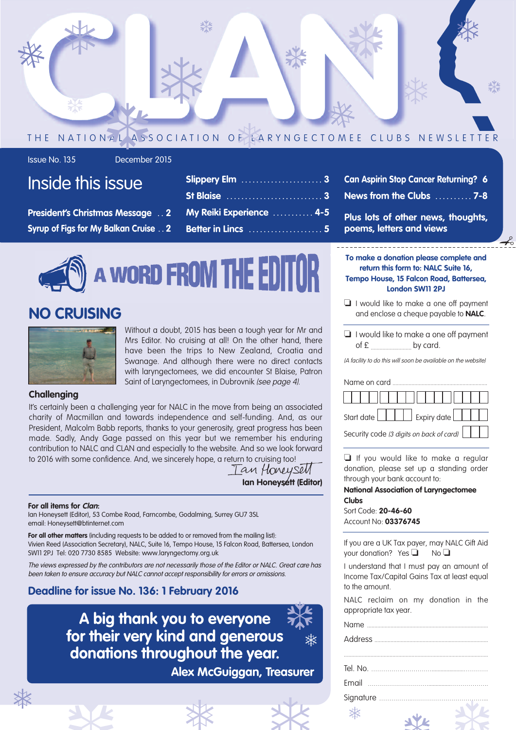# CLAN

THE NATIONAL ASSOCIATION OF LARYNGECTOMEE CLUBS NEWSLETTER

Issue No. 135 December 2015

## Inside this issue

- **President's Christmas Message** .. 2
- **Syrup of Figs for My Balkan Cruise** .. 2
- **Slippery Elm** .......... 3
- **St Blaise** .......... 3
- **My Reiki Experience** .......... 4-5
- **Better in Lincs** .......... 5
- **Can Aspirin Stop Cancer Returning?** 6
- **News from the Clubs** .......... 7-8

**Plus lots of other news, thoughts, poems, letters and views**

## A WORD FROM THE EDITOR

## NO CRUISING

Without a doubt, 2015 has been a tough year for Mr and Mrs Editor. No cruising at all! On the other hand, there have been the trips to New Zealand, Croatia and Swanage. And although there were no direct contacts with laryngectomees, we did encounter St Blaise, Patron Saint of Laryngectomees, in Dubrovnik *(see page 4)*.

### Challenging

It's certainly been a challenging year for NALC in the move from being an associated charity of Macmillan and towards independence and self-funding. And, as our President, Malcolm Babb reports, thanks to your generosity, great progress has been made. Sadly, Andy Gage passed on this year but we remember his enduring contribution to NALC and CLAN and especially to the website. And so we look forward to 2016 with some confidence. And, we sincerely hope, a return to cruising too!

*Ian Honeysett*

**Ian Honeysett (Editor)**

**For all items for *Clan*:**
Ian Honeysett (Editor), 53 Combe Road, Farncombe, Godalming, Surrey GU7 3SL
email: Honeysett@btinternet.com

**For all other matters** (including requests to be added to or removed from the mailing list):
Vivien Reed (Association Secretary), NALC, Suite 16, Tempo House, 15 Falcon Road, Battersea, London SW11 2PJ Tel: 020 7730 8585 Website: www.laryngectomy.org.uk

*The views expressed by the contributors are not necessarily those of the Editor or NALC. Great care has been taken to ensure accuracy but NALC cannot accept responsibility for errors or omissions.*

### Deadline for issue No. 136: 1 February 2016

**A big thank you to everyone for their very kind and generous donations throughout the year.**

**Alex McGuiggan, Treasurer**

---

**To make a donation please complete and return this form to: NALC Suite 16, Tempo House, 15 Falcon Road, Battersea, London SW11 2PJ**

❑ I would like to make a one off payment and enclose a cheque payable to **NALC**.

❑ I would like to make a one off payment of £ .............. by card.

*(A facility to do this will soon be available on the website)*

Name on card ..............................

| | | | | | | | | | | | | | | | |
|---|---|---|---|---|---|---|---|---|---|---|---|---|---|---|---|

Start date | | | | Expiry date | | | |

Security code *(3 digits on back of card)* | | | |

❑ If you would like to make a regular donation, please set up a standing order through your bank account to:

**National Association of Laryngectomee Clubs**
Sort Code: **20-46-60**
Account No: **03376745**

If you are a UK Tax payer, may NALC Gift Aid your donation? Yes ❑ No ❑

I understand that I must pay an amount of Income Tax/Capital Gains Tax at least equal to the amount.

NALC reclaim on my donation in the appropriate tax year.

Name ..............................

Address ..............................

..............................

Tel. No. ..............................

Email ..............................

Signature ..............................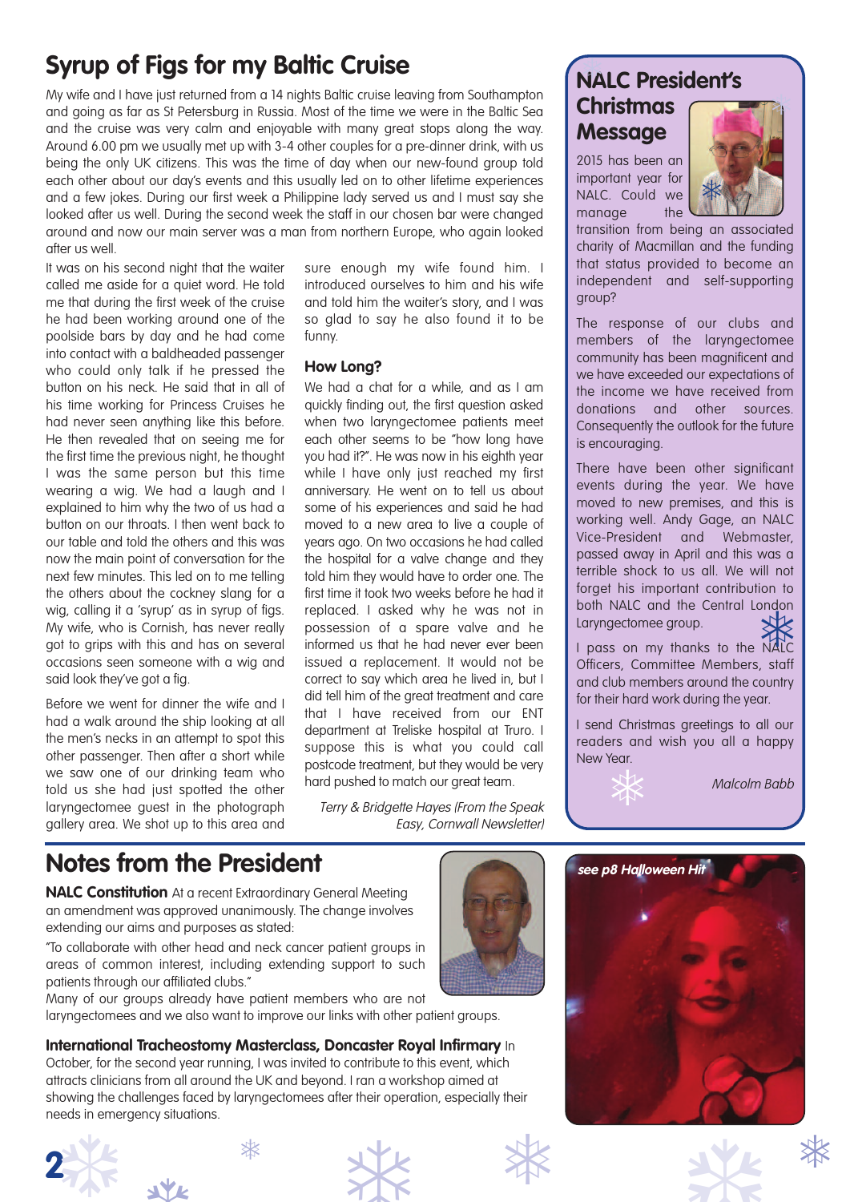# Syrup of Figs for my Baltic Cruise

My wife and I have just returned from a 14 nights Baltic cruise leaving from Southampton and going as far as St Petersburg in Russia. Most of the time we were in the Baltic Sea and the cruise was very calm and enjoyable with many great stops along the way. Around 6.00 pm we usually met up with 3-4 other couples for a pre-dinner drink, with us being the only UK citizens. This was the time of day when our new-found group told each other about our day's events and this usually led on to other lifetime experiences and a few jokes. During our first week a Philippine lady served us and I must say she looked after us well. During the second week the staff in our chosen bar were changed around and now our main server was a man from northern Europe, who again looked after us well.

It was on his second night that the waiter called me aside for a quiet word. He told me that during the first week of the cruise he had been working around one of the poolside bars by day and he had come into contact with a baldheaded passenger who could only talk if he pressed the button on his neck. He said that in all of his time working for Princess Cruises he had never seen anything like this before. He then revealed that on seeing me for the first time the previous night, he thought I was the same person but this time wearing a wig. We had a laugh and I explained to him why the two of us had a button on our throats. I then went back to our table and told the others and this was now the main point of conversation for the next few minutes. This led on to me telling the others about the cockney slang for a wig, calling it a 'syrup' as in syrup of figs. My wife, who is Cornish, has never really got to grips with this and has on several occasions seen someone with a wig and said look they've got a fig.

Before we went for dinner the wife and I had a walk around the ship looking at all the men's necks in an attempt to spot this other passenger. Then after a short while we saw one of our drinking team who told us she had just spotted the other laryngectomee guest in the photograph gallery area. We shot up to this area and sure enough my wife found him. I introduced ourselves to him and his wife and told him the waiter's story, and I was so glad to say he also found it to be funny.

### How Long?

We had a chat for a while, and as I am quickly finding out, the first question asked when two laryngectomee patients meet each other seems to be "how long have you had it?". He was now in his eighth year while I have only just reached my first anniversary. He went on to tell us about some of his experiences and said he had moved to a new area to live a couple of years ago. On two occasions he had called the hospital for a valve change and they told him they would have to order one. The first time it took two weeks before he had it replaced. I asked why he was not in possession of a spare valve and he informed us that he had never ever been issued a replacement. It would not be correct to say which area he lived in, but I did tell him of the great treatment and care that I have received from our ENT department at Treliske hospital at Truro. I suppose this is what you could call postcode treatment, but they would be very hard pushed to match our great team.

*Terry & Bridgette Hayes (From the Speak Easy, Cornwall Newsletter)*

# NALC President's Christmas Message

2015 has been an important year for NALC. Could we manage the transition from being an associated charity of Macmillan and the funding that status provided to become an independent and self-supporting group?

The response of our clubs and members of the laryngectomee community has been magnificent and we have exceeded our expectations of the income we have received from donations and other sources. Consequently the outlook for the future is encouraging.

There have been other significant events during the year. We have moved to new premises, and this is working well. Andy Gage, an NALC Vice-President and Webmaster, passed away in April and this was a terrible shock to us all. We will not forget his important contribution to both NALC and the Central London Laryngectomee group.

I pass on my thanks to the NALC Officers, Committee Members, staff and club members around the country for their hard work during the year.

I send Christmas greetings to all our readers and wish you all a happy New Year.

*Malcolm Babb*

# Notes from the President

**NALC Constitution** At a recent Extraordinary General Meeting an amendment was approved unanimously. The change involves extending our aims and purposes as stated:

"To collaborate with other head and neck cancer patient groups in areas of common interest, including extending support to such patients through our affiliated clubs."

Many of our groups already have patient members who are not laryngectomees and we also want to improve our links with other patient groups.

**International Tracheostomy Masterclass, Doncaster Royal Infirmary** In October, for the second year running, I was invited to contribute to this event, which attracts clinicians from all around the UK and beyond. I ran a workshop aimed at showing the challenges faced by laryngectomees after their operation, especially their needs in emergency situations.

*see p8 Halloween Hit*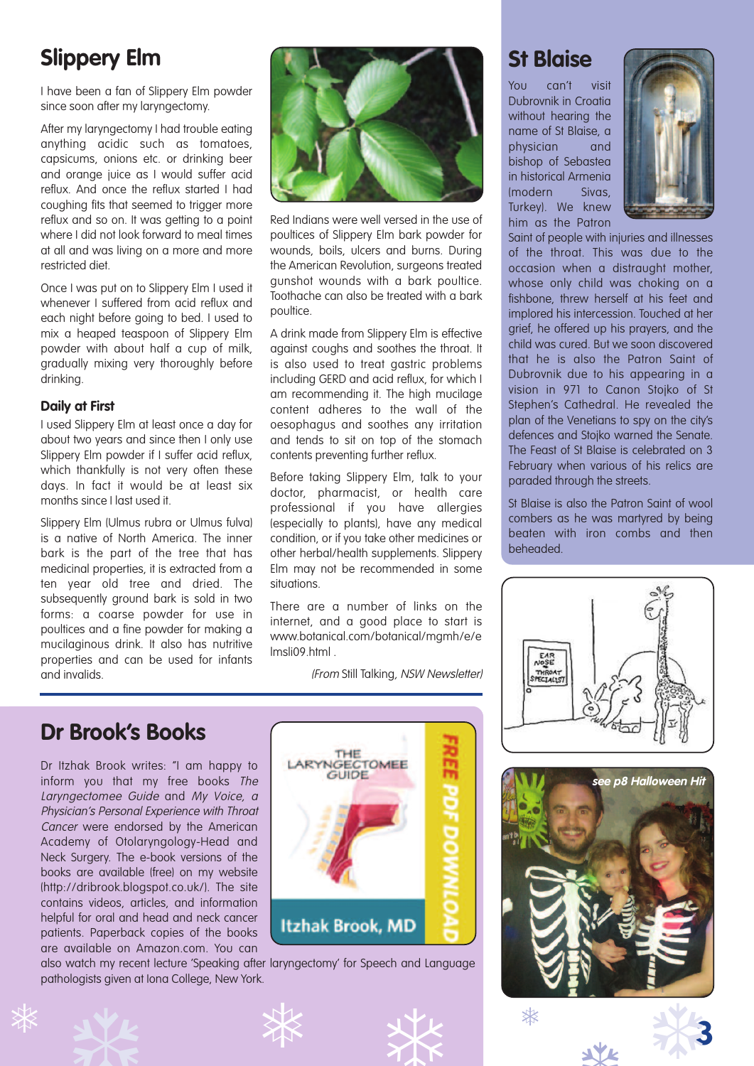## Slippery Elm

I have been a fan of Slippery Elm powder since soon after my laryngectomy.

After my laryngectomy I had trouble eating anything acidic such as tomatoes, capsicums, onions etc. or drinking beer and orange juice as I would suffer acid reflux. And once the reflux started I had coughing fits that seemed to trigger more reflux and so on. It was getting to a point where I did not look forward to meal times at all and was living on a more and more restricted diet.

Once I was put on to Slippery Elm I used it whenever I suffered from acid reflux and each night before going to bed. I used to mix a heaped teaspoon of Slippery Elm powder with about half a cup of milk, gradually mixing very thoroughly before drinking.

### Daily at First

I used Slippery Elm at least once a day for about two years and since then I only use Slippery Elm powder if I suffer acid reflux, which thankfully is not very often these days. In fact it would be at least six months since I last used it.

Slippery Elm (Ulmus rubra or Ulmus fulva) is a native of North America. The inner bark is the part of the tree that has medicinal properties, it is extracted from a ten year old tree and dried. The subsequently ground bark is sold in two forms: a coarse powder for use in poultices and a fine powder for making a mucilaginous drink. It also has nutritive properties and can be used for infants and invalids.

Red Indians were well versed in the use of poultices of Slippery Elm bark powder for wounds, boils, ulcers and burns. During the American Revolution, surgeons treated gunshot wounds with a bark poultice. Toothache can also be treated with a bark poultice.

A drink made from Slippery Elm is effective against coughs and soothes the throat. It is also used to treat gastric problems including GERD and acid reflux, for which I am recommending it. The high mucilage content adheres to the wall of the oesophagus and soothes any irritation and tends to sit on top of the stomach contents preventing further reflux.

Before taking Slippery Elm, talk to your doctor, pharmacist, or health care professional if you have allergies (especially to plants), have any medical condition, or if you take other medicines or other herbal/health supplements. Slippery Elm may not be recommended in some situations.

There are a number of links on the internet, and a good place to start is www.botanical.com/botanical/mgmh/e/elmsli09.html .

*(From* Still Talking, *NSW Newsletter)*

## St Blaise

You can't visit Dubrovnik in Croatia without hearing the name of St Blaise, a physician and bishop of Sebastea in historical Armenia (modern Sivas, Turkey). We knew him as the Patron Saint of people with injuries and illnesses of the throat. This was due to the occasion when a distraught mother, whose only child was choking on a fishbone, threw herself at his feet and implored his intercession. Touched at her grief, he offered up his prayers, and the child was cured. But we soon discovered that he is also the Patron Saint of Dubrovnik due to his appearing in a vision in 971 to Canon Stojko of St Stephen's Cathedral. He revealed the plan of the Venetians to spy on the city's defences and Stojko warned the Senate. The Feast of St Blaise is celebrated on 3 February when various of his relics are paraded through the streets.

St Blaise is also the Patron Saint of wool combers as he was martyred by being beaten with iron combs and then beheaded.

## Dr Brook's Books

Dr Itzhak Brook writes: "I am happy to inform you that my free books *The Laryngectomee Guide* and *My Voice, a Physician's Personal Experience with Throat Cancer* were endorsed by the American Academy of Otolaryngology-Head and Neck Surgery. The e-book versions of the books are available (free) on my website (http://dribrook.blogspot.co.uk/). The site contains videos, articles, and information helpful for oral and head and neck cancer patients. Paperback copies of the books are available on Amazon.com. You can also watch my recent lecture 'Speaking after laryngectomy' for Speech and Language pathologists given at Iona College, New York.

*see p8 Halloween Hit*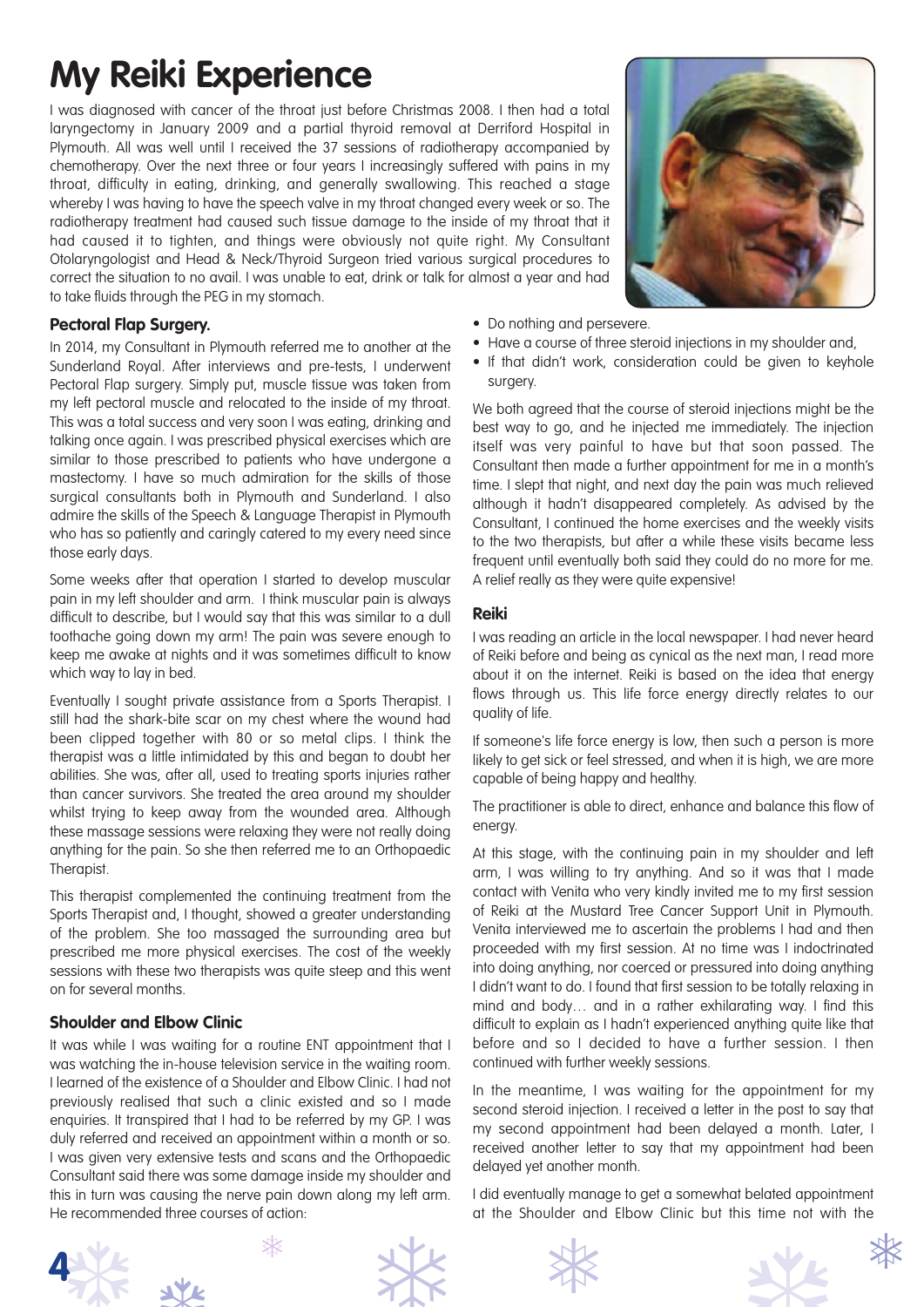# My Reiki Experience

I was diagnosed with cancer of the throat just before Christmas 2008. I then had a total laryngectomy in January 2009 and a partial thyroid removal at Derriford Hospital in Plymouth. All was well until I received the 37 sessions of radiotherapy accompanied by chemotherapy. Over the next three or four years I increasingly suffered with pains in my throat, difficulty in eating, drinking, and generally swallowing. This reached a stage whereby I was having to have the speech valve in my throat changed every week or so. The radiotherapy treatment had caused such tissue damage to the inside of my throat that it had caused it to tighten, and things were obviously not quite right. My Consultant Otolaryngologist and Head & Neck/Thyroid Surgeon tried various surgical procedures to correct the situation to no avail. I was unable to eat, drink or talk for almost a year and had to take fluids through the PEG in my stomach.

### Pectoral Flap Surgery.

In 2014, my Consultant in Plymouth referred me to another at the Sunderland Royal. After interviews and pre-tests, I underwent Pectoral Flap surgery. Simply put, muscle tissue was taken from my left pectoral muscle and relocated to the inside of my throat. This was a total success and very soon I was eating, drinking and talking once again. I was prescribed physical exercises which are similar to those prescribed to patients who have undergone a mastectomy. I have so much admiration for the skills of those surgical consultants both in Plymouth and Sunderland. I also admire the skills of the Speech & Language Therapist in Plymouth who has so patiently and caringly catered to my every need since those early days.

Some weeks after that operation I started to develop muscular pain in my left shoulder and arm. I think muscular pain is always difficult to describe, but I would say that this was similar to a dull toothache going down my arm! The pain was severe enough to keep me awake at nights and it was sometimes difficult to know which way to lay in bed.

Eventually I sought private assistance from a Sports Therapist. I still had the shark-bite scar on my chest where the wound had been clipped together with 80 or so metal clips. I think the therapist was a little intimidated by this and began to doubt her abilities. She was, after all, used to treating sports injuries rather than cancer survivors. She treated the area around my shoulder whilst trying to keep away from the wounded area. Although these massage sessions were relaxing they were not really doing anything for the pain. So she then referred me to an Orthopaedic Therapist.

This therapist complemented the continuing treatment from the Sports Therapist and, I thought, showed a greater understanding of the problem. She too massaged the surrounding area but prescribed me more physical exercises. The cost of the weekly sessions with these two therapists was quite steep and this went on for several months.

### Shoulder and Elbow Clinic

It was while I was waiting for a routine ENT appointment that I was watching the in-house television service in the waiting room. I learned of the existence of a Shoulder and Elbow Clinic. I had not previously realised that such a clinic existed and so I made enquiries. It transpired that I had to be referred by my GP. I was duly referred and received an appointment within a month or so. I was given very extensive tests and scans and the Orthopaedic Consultant said there was some damage inside my shoulder and this in turn was causing the nerve pain down along my left arm. He recommended three courses of action:

- Do nothing and persevere.
- Have a course of three steroid injections in my shoulder and,
- If that didn't work, consideration could be given to keyhole surgery.

We both agreed that the course of steroid injections might be the best way to go, and he injected me immediately. The injection itself was very painful to have but that soon passed. The Consultant then made a further appointment for me in a month's time. I slept that night, and next day the pain was much relieved although it hadn't disappeared completely. As advised by the Consultant, I continued the home exercises and the weekly visits to the two therapists, but after a while these visits became less frequent until eventually both said they could do no more for me. A relief really as they were quite expensive!

### Reiki

I was reading an article in the local newspaper. I had never heard of Reiki before and being as cynical as the next man, I read more about it on the internet. Reiki is based on the idea that energy flows through us. This life force energy directly relates to our quality of life.

If someone's life force energy is low, then such a person is more likely to get sick or feel stressed, and when it is high, we are more capable of being happy and healthy.

The practitioner is able to direct, enhance and balance this flow of energy.

At this stage, with the continuing pain in my shoulder and left arm, I was willing to try anything. And so it was that I made contact with Venita who very kindly invited me to my first session of Reiki at the Mustard Tree Cancer Support Unit in Plymouth. Venita interviewed me to ascertain the problems I had and then proceeded with my first session. At no time was I indoctrinated into doing anything, nor coerced or pressured into doing anything I didn't want to do. I found that first session to be totally relaxing in mind and body… and in a rather exhilarating way. I find this difficult to explain as I hadn't experienced anything quite like that before and so I decided to have a further session. I then continued with further weekly sessions.

In the meantime, I was waiting for the appointment for my second steroid injection. I received a letter in the post to say that my second appointment had been delayed a month. Later, I received another letter to say that my appointment had been delayed yet another month.

I did eventually manage to get a somewhat belated appointment at the Shoulder and Elbow Clinic but this time not with the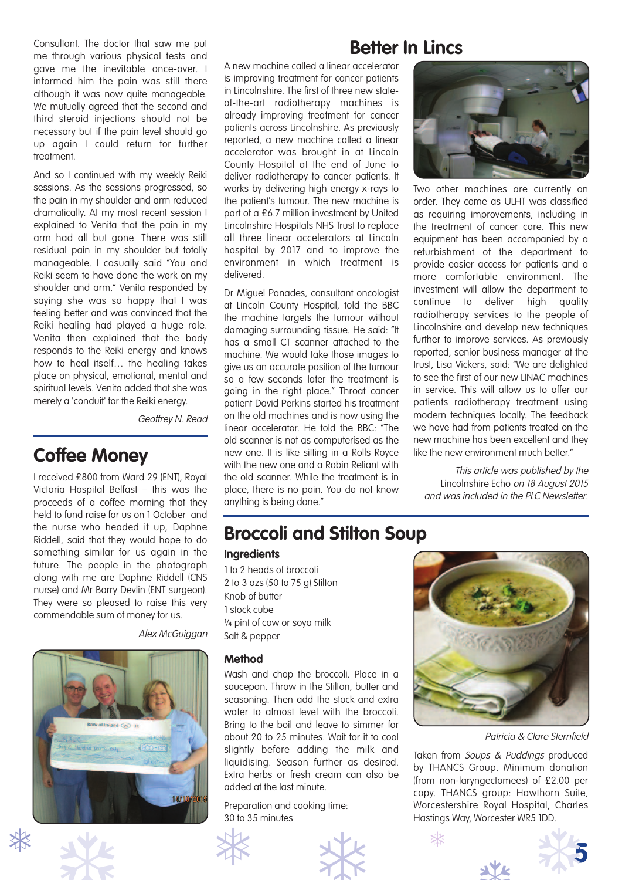Consultant. The doctor that saw me put me through various physical tests and gave me the inevitable once-over. I informed him the pain was still there although it was now quite manageable. We mutually agreed that the second and third steroid injections should not be necessary but if the pain level should go up again I could return for further treatment.

And so I continued with my weekly Reiki sessions. As the sessions progressed, so the pain in my shoulder and arm reduced dramatically. At my most recent session I explained to Venita that the pain in my arm had all but gone. There was still residual pain in my shoulder but totally manageable. I casually said "You and Reiki seem to have done the work on my shoulder and arm." Venita responded by saying she was so happy that I was feeling better and was convinced that the Reiki healing had played a huge role. Venita then explained that the body responds to the Reiki energy and knows how to heal itself… the healing takes place on physical, emotional, mental and spiritual levels. Venita added that she was merely a 'conduit' for the Reiki energy.

*Geoffrey N. Read*

## Coffee Money

I received £800 from Ward 29 (ENT), Royal Victoria Hospital Belfast – this was the proceeds of a coffee morning that they held to fund raise for us on 1 October and the nurse who headed it up, Daphne Riddell, said that they would hope to do something similar for us again in the future. The people in the photograph along with me are Daphne Riddell (CNS nurse) and Mr Barry Devlin (ENT surgeon). They were so pleased to raise this very commendable sum of money for us.

*Alex McGuiggan*

## Better In Lincs

A new machine called a linear accelerator is improving treatment for cancer patients in Lincolnshire. The first of three new state-of-the-art radiotherapy machines is already improving treatment for cancer patients across Lincolnshire. As previously reported, a new machine called a linear accelerator was brought in at Lincoln County Hospital at the end of June to deliver radiotherapy to cancer patients. It works by delivering high energy x-rays to the patient's tumour. The new machine is part of a £6.7 million investment by United Lincolnshire Hospitals NHS Trust to replace all three linear accelerators at Lincoln hospital by 2017 and to improve the environment in which treatment is delivered.

Dr Miguel Panades, consultant oncologist at Lincoln County Hospital, told the BBC the machine targets the tumour without damaging surrounding tissue. He said: "It has a small CT scanner attached to the machine. We would take those images to give us an accurate position of the tumour so a few seconds later the treatment is going in the right place." Throat cancer patient David Perkins started his treatment on the old machines and is now using the linear accelerator. He told the BBC: "The old scanner is not as computerised as the new one. It is like sitting in a Rolls Royce with the new one and a Robin Reliant with the old scanner. While the treatment is in place, there is no pain. You do not know anything is being done."

Two other machines are currently on order. They come as ULHT was classified as requiring improvements, including in the treatment of cancer care. This new equipment has been accompanied by a refurbishment of the department to provide easier access for patients and a more comfortable environment. The investment will allow the department to continue to deliver high quality radiotherapy services to the people of Lincolnshire and develop new techniques further to improve services. As previously reported, senior business manager at the trust, Lisa Vickers, said: "We are delighted to see the first of our new LINAC machines in service. This will allow us to offer our patients radiotherapy treatment using modern techniques locally. The feedback we have had from patients treated on the new machine has been excellent and they like the new environment much better."

*This article was published by the* Lincolnshire Echo *on 18 August 2015 and was included in the PLC Newsletter.*

## Broccoli and Stilton Soup

### Ingredients

1 to 2 heads of broccoli
2 to 3 ozs (50 to 75 g) Stilton
Knob of butter
1 stock cube
¼ pint of cow or soya milk
Salt & pepper

### Method

Wash and chop the broccoli. Place in a saucepan. Throw in the Stilton, butter and seasoning. Then add the stock and extra water to almost level with the broccoli. Bring to the boil and leave to simmer for about 20 to 25 minutes. Wait for it to cool slightly before adding the milk and liquidising. Season further as desired. Extra herbs or fresh cream can also be added at the last minute.

Preparation and cooking time:
30 to 35 minutes

*Patricia & Clare Sternfield*

Taken from *Soups & Puddings* produced by THANCS Group. Minimum donation (from non-laryngectomees) of £2.00 per copy. THANCS group: Hawthorn Suite, Worcestershire Royal Hospital, Charles Hastings Way, Worcester WR5 1DD.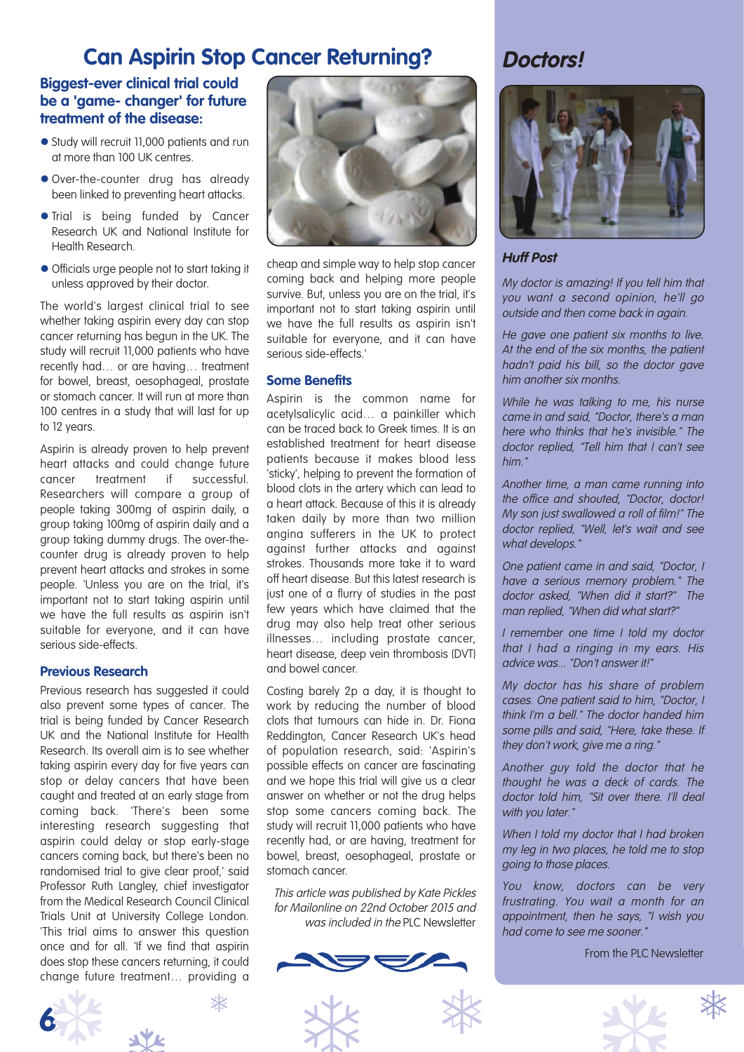# Can Aspirin Stop Cancer Returning?

## Biggest-ever clinical trial could be a 'game- changer' for future treatment of the disease:

- Study will recruit 11,000 patients and run at more than 100 UK centres.
- Over-the-counter drug has already been linked to preventing heart attacks.
- Trial is being funded by Cancer Research UK and National Institute for Health Research.
- Officials urge people not to start taking it unless approved by their doctor.

The world's largest clinical trial to see whether taking aspirin every day can stop cancer returning has begun in the UK. The study will recruit 11,000 patients who have recently had… or are having… treatment for bowel, breast, oesophageal, prostate or stomach cancer. It will run at more than 100 centres in a study that will last for up to 12 years.

Aspirin is already proven to help prevent heart attacks and could change future cancer treatment if successful. Researchers will compare a group of people taking 300mg of aspirin daily, a group taking 100mg of aspirin daily and a group taking dummy drugs. The over-the-counter drug is already proven to help prevent heart attacks and strokes in some people. 'Unless you are on the trial, it's important not to start taking aspirin until we have the full results as aspirin isn't suitable for everyone, and it can have serious side-effects.

### Previous Research

Previous research has suggested it could also prevent some types of cancer. The trial is being funded by Cancer Research UK and the National Institute for Health Research. Its overall aim is to see whether taking aspirin every day for five years can stop or delay cancers that have been caught and treated at an early stage from coming back. 'There's been some interesting research suggesting that aspirin could delay or stop early-stage cancers coming back, but there's been no randomised trial to give clear proof,' said Professor Ruth Langley, chief investigator from the Medical Research Council Clinical Trials Unit at University College London. 'This trial aims to answer this question once and for all. 'If we find that aspirin does stop these cancers returning, it could change future treatment… providing a cheap and simple way to help stop cancer coming back and helping more people survive. But, unless you are on the trial, it's important not to start taking aspirin until we have the full results as aspirin isn't suitable for everyone, and it can have serious side-effects.'

### Some Benefits

Aspirin is the common name for acetylsalicylic acid… a painkiller which can be traced back to Greek times. It is an established treatment for heart disease patients because it makes blood less 'sticky', helping to prevent the formation of blood clots in the artery which can lead to a heart attack. Because of this it is already taken daily by more than two million angina sufferers in the UK to protect against further attacks and against strokes. Thousands more take it to ward off heart disease. But this latest research is just one of a flurry of studies in the past few years which have claimed that the drug may also help treat other serious illnesses… including prostate cancer, heart disease, deep vein thrombosis (DVT) and bowel cancer.

Costing barely 2p a day, it is thought to work by reducing the number of blood clots that tumours can hide in. Dr. Fiona Reddington, Cancer Research UK's head of population research, said: 'Aspirin's possible effects on cancer are fascinating and we hope this trial will give us a clear answer on whether or not the drug helps stop some cancers coming back. The study will recruit 11,000 patients who have recently had, or are having, treatment for bowel, breast, oesophageal, prostate or stomach cancer.

*This article was published by Kate Pickles for Mailonline on 22nd October 2015 and was included in the* PLC Newsletter

# Doctors!

### Huff Post

*My doctor is amazing! If you tell him that you want a second opinion, he'll go outside and then come back in again.*

*He gave one patient six months to live. At the end of the six months, the patient hadn't paid his bill, so the doctor gave him another six months.*

*While he was talking to me, his nurse came in and said, "Doctor, there's a man here who thinks that he's invisible." The doctor replied, "Tell him that I can't see him."*

*Another time, a man came running into the office and shouted, "Doctor, doctor! My son just swallowed a roll of film!" The doctor replied, "Well, let's wait and see what develops."*

*One patient came in and said, "Doctor, I have a serious memory problem." The doctor asked, "When did it start?" The man replied, "When did what start?"*

*I remember one time I told my doctor that I had a ringing in my ears. His advice was... "Don't answer it!"*

*My doctor has his share of problem cases. One patient said to him, "Doctor, I think I'm a bell." The doctor handed him some pills and said, "Here, take these. If they don't work, give me a ring."*

*Another guy told the doctor that he thought he was a deck of cards. The doctor told him, "Sit over there. I'll deal with you later."*

*When I told my doctor that I had broken my leg in two places, he told me to stop going to those places.*

*You know, doctors can be very frustrating. You wait a month for an appointment, then he says, "I wish you had come to see me sooner."*

From the PLC Newsletter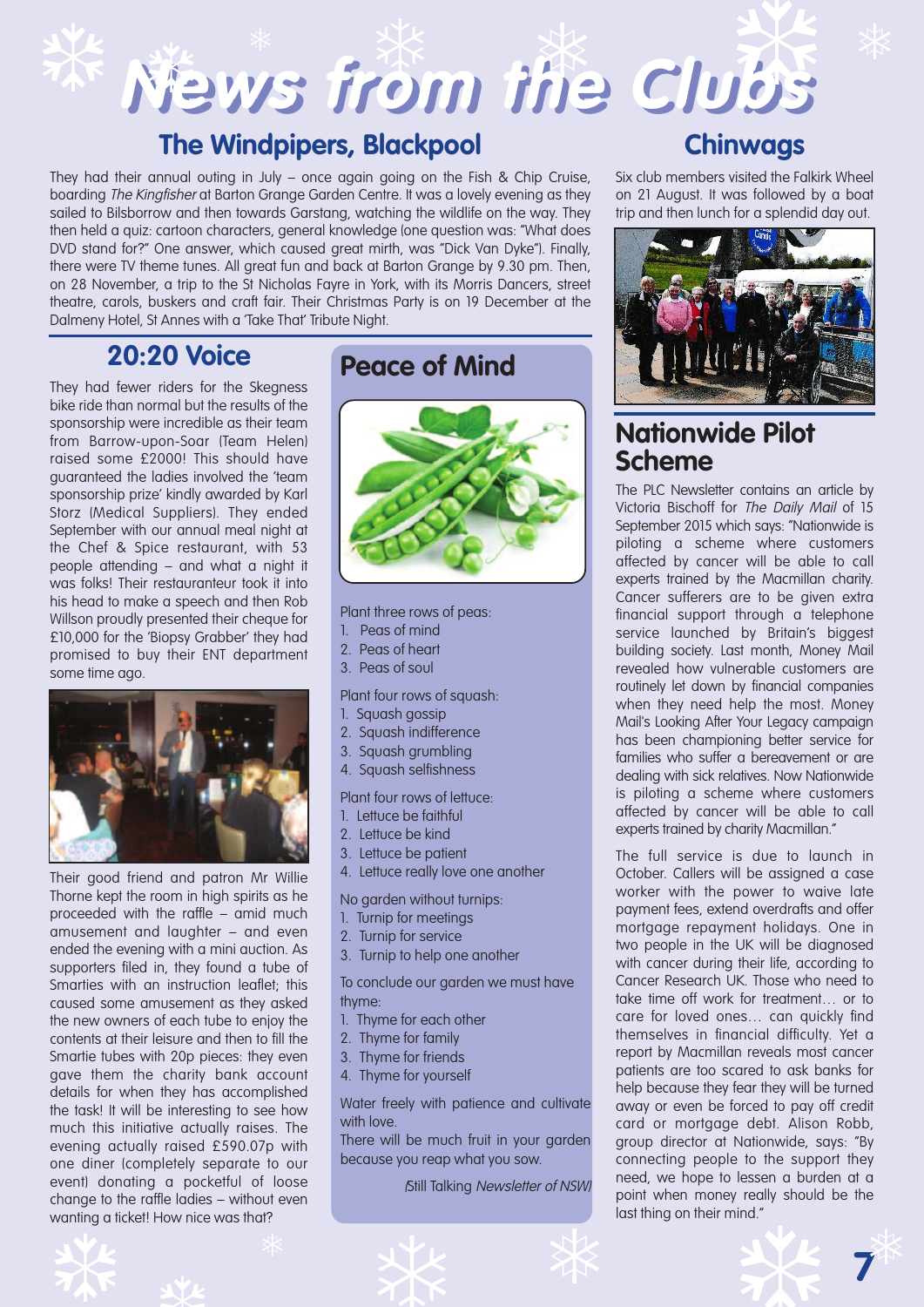# News from the Clubs

## The Windpipers, Blackpool

They had their annual outing in July – once again going on the Fish & Chip Cruise, boarding *The Kingfisher* at Barton Grange Garden Centre. It was a lovely evening as they sailed to Bilsborrow and then towards Garstang, watching the wildlife on the way. They then held a quiz: cartoon characters, general knowledge (one question was: "What does DVD stand for?" One answer, which caused great mirth, was "Dick Van Dyke"). Finally, there were TV theme tunes. All great fun and back at Barton Grange by 9.30 pm. Then, on 28 November, a trip to the St Nicholas Fayre in York, with its Morris Dancers, street theatre, carols, buskers and craft fair. Their Christmas Party is on 19 December at the Dalmeny Hotel, St Annes with a 'Take That' Tribute Night.

## 20:20 Voice

They had fewer riders for the Skegness bike ride than normal but the results of the sponsorship were incredible as their team from Barrow-upon-Soar (Team Helen) raised some £2000! This should have guaranteed the ladies involved the 'team sponsorship prize' kindly awarded by Karl Storz (Medical Suppliers). They ended September with our annual meal night at the Chef & Spice restaurant, with 53 people attending – and what a night it was folks! Their restauranteur took it into his head to make a speech and then Rob Willson proudly presented their cheque for £10,000 for the 'Biopsy Grabber' they had promised to buy their ENT department some time ago.

Their good friend and patron Mr Willie Thorne kept the room in high spirits as he proceeded with the raffle – amid much amusement and laughter – and even ended the evening with a mini auction. As supporters filed in, they found a tube of Smarties with an instruction leaflet; this caused some amusement as they asked the new owners of each tube to enjoy the contents at their leisure and then to fill the Smartie tubes with 20p pieces: they even gave them the charity bank account details for when they has accomplished the task! It will be interesting to see how much this initiative actually raises. The evening actually raised £590.07p with one diner (completely separate to our event) donating a pocketful of loose change to the raffle ladies – without even wanting a ticket! How nice was that?

## Peace of Mind

Plant three rows of peas:

1. Peas of mind
2. Peas of heart
3. Peas of soul

Plant four rows of squash:

1. Squash gossip
2. Squash indifference
3. Squash grumbling
4. Squash selfishness

Plant four rows of lettuce:

1. Lettuce be faithful
2. Lettuce be kind
3. Lettuce be patient
4. Lettuce really love one another

No garden without turnips:

1. Turnip for meetings
2. Turnip for service
3. Turnip to help one another

To conclude our garden we must have thyme:

1. Thyme for each other
2. Thyme for family
3. Thyme for friends
4. Thyme for yourself

Water freely with patience and cultivate with love.

There will be much fruit in your garden because you reap what you sow.

(Still Talking *Newsletter of NSW*)

## Chinwags

Six club members visited the Falkirk Wheel on 21 August. It was followed by a boat trip and then lunch for a splendid day out.

## Nationwide Pilot Scheme

The PLC Newsletter contains an article by Victoria Bischoff for *The Daily Mail* of 15 September 2015 which says: "Nationwide is piloting a scheme where customers affected by cancer will be able to call experts trained by the Macmillan charity. Cancer sufferers are to be given extra financial support from a telephone service launched by Britain's biggest building society. Last month, Money Mail revealed how vulnerable customers are routinely let down by financial companies when they need help the most. Money Mail's Looking After Your Legacy campaign has been championing better service for families who suffer a bereavement or are dealing with sick relatives. Now Nationwide is piloting a scheme where customers affected by cancer will be able to call experts trained by charity Macmillan."

The full service is due to launch in October. Callers will be assigned a case worker with the power to waive late payment fees, extend overdrafts and offer mortgage repayment holidays. One in two people in the UK will be diagnosed with cancer during their life, according to Cancer Research UK. Those who need to take time off work for treatment… or to care for loved ones… can quickly find themselves in financial difficulty. Yet a report by Macmillan reveals most cancer patients are too scared to ask banks for help because they fear they will be turned away or even be forced to pay off credit card or mortgage debt. Alison Robb, group director at Nationwide, says: "By connecting people to the support they need, we hope to lessen a burden at a point when money really should be the last thing on their mind."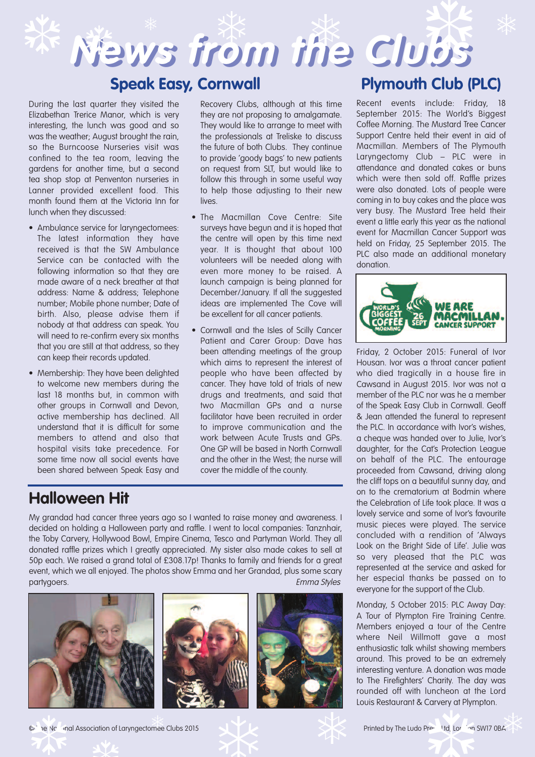# News from the Clubs

## Speak Easy, Cornwall

During the last quarter they visited the Elizabethan Trerice Manor, which is very interesting, the lunch was good and so was the weather; August brought the rain, so the Burncoose Nurseries visit was confined to the tea room, leaving the gardens for another time, but a second tea shop stop at Penventon nurseries in Lanner provided excellent food. This month found them at the Victoria Inn for lunch when they discussed:

- Ambulance service for laryngectomees: The latest information they have received is that the SW Ambulance Service can be contacted with the following information so that they are made aware of a neck breather at that address: Name & address; Telephone number; Mobile phone number; Date of birth. Also, please advise them if nobody at that address can speak. You will need to re-confirm every six months that you are still at that address, so they can keep their records updated.
- Membership: They have been delighted to welcome new members during the last 18 months but, in common with other groups in Cornwall and Devon, active membership has declined. All understand that it is difficult for some members to attend and also that hospital visits take precedence. For some time now all social events have been shared between Speak Easy and Recovery Clubs, although at this time they are not proposing to amalgamate. They would like to arrange to meet with the professionals at Treliske to discuss the future of both Clubs. They continue to provide 'goody bags' to new patients on request from SLT, but would like to follow this through in some useful way to help those adjusting to their new lives.
- The Macmillan Cove Centre: Site surveys have begun and it is hoped that the centre will open by this time next year. It is thought that about 100 volunteers will be needed along with even more money to be raised. A launch campaign is being planned for December/January. If all the suggested ideas are implemented The Cove will be excellent for all cancer patients.
- Cornwall and the Isles of Scilly Cancer Patient and Carer Group: Dave has been attending meetings of the group which aims to represent the interest of people who have been affected by cancer. They have told of trials of new drugs and treatments, and said that two Macmillan GPs and a nurse facilitator have been recruited in order to improve communication and the work between Acute Trusts and GPs. One GP will be based in North Cornwall and the other in the West; the nurse will cover the middle of the county.

## Halloween Hit

My grandad had cancer three years ago so I wanted to raise money and awareness. I decided on holding a Halloween party and raffle. I went to local companies: Tanznhair, the Toby Carvery, Hollywood Bowl, Empire Cinema, Tesco and Partyman World. They all donated raffle prizes which I greatly appreciated. My sister also made cakes to sell at 50p each. We raised a grand total of £308.17p! Thanks to family and friends for a great event, which we all enjoyed. The photos show Emma and her Grandad, plus some scary partygoers.

*Emma Styles*

## Plymouth Club (PLC)

Recent events include: Friday, 18 September 2015: The World's Biggest Coffee Morning. The Mustard Tree Cancer Support Centre held their event in aid of Macmillan. Members of The Plymouth Laryngectomy Club – PLC were in attendance and donated cakes or buns which were then sold off. Raffle prizes were also donated. Lots of people were coming in to buy cakes and the place was very busy. The Mustard Tree held their event a little early this year as the national event for Macmillan Cancer Support was held on Friday, 25 September 2015. The PLC also made an additional monetary donation.

WORLD'S BIGGEST COFFEE MORNING 26 SEPT WE ARE MACMILLAN. CANCER SUPPORT

Friday, 2 October 2015: Funeral of Ivor Housan. Ivor was a throat cancer patient who died tragically in a house fire in Cawsand in August 2015. Ivor was not a member of the PLC nor was he a member of the Speak Easy Club in Cornwall. Geoff & Jean attended the funeral to represent the PLC. In accordance with Ivor's wishes, a cheque was handed over to Julie, Ivor's daughter, for the Cat's Protection League on behalf of the PLC. The entourage proceeded from Cawsand, driving along the cliff tops on a beautiful sunny day, and on to the crematorium at Bodmin where the Celebration of Life took place. It was a lovely service and some of Ivor's favourite music pieces were played. The service concluded with a rendition of 'Always Look on the Bright Side of Life'. Julie was so very pleased that the PLC was represented at the service and asked for her especial thanks be passed on to everyone for the support of the Club.

Monday, 5 October 2015: PLC Away Day: A Tour of Plympton Fire Training Centre. Members enjoyed a tour of the Centre where Neil Willmott gave a most enthusiastic talk whilst showing members around. This proved to be an extremely interesting venture. A donation was made to The Firefighters' Charity. The day was rounded off with luncheon at the Lord Louis Restaurant & Carvery at Plympton.

© The National Association of Laryngectomee Clubs 2015

Printed by The Ludo Press Ltd, London SW17 0BA